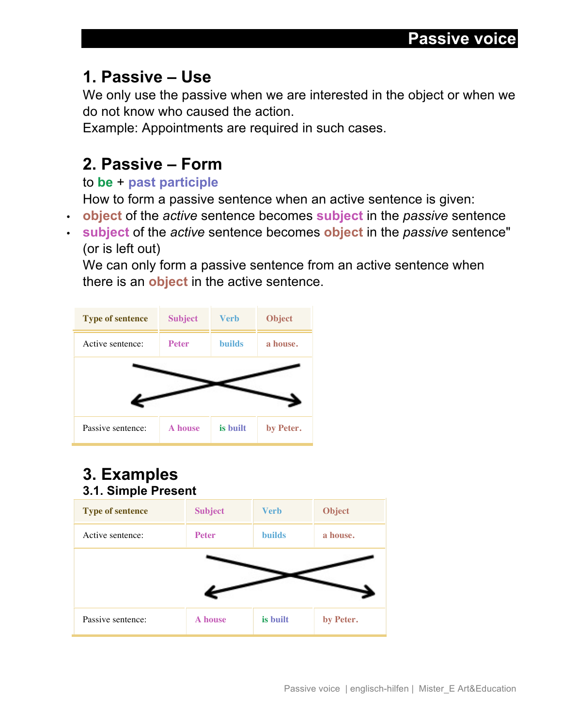# Passive voice

## 1. Passive – Use

We only use the passive when we are interested in the object or when we do not know who caused the action.
Example: Appointments are required in such cases.

## 2. Passive – Form

to **be** + **past participle**

How to form a passive sentence when an active sentence is given:

- **object** of the *active* sentence becomes **subject** in the *passive* sentence
- **subject** of the *active* sentence becomes **object** in the *passive* sentence" (or is left out)

We can only form a passive sentence from an active sentence when there is an **object** in the active sentence.

| Type of sentence | Subject | Verb | Object |
|---|---|---|---|
| Active sentence: | Peter | builds | a house. |
| Passive sentence: | A house | is built | by Peter. |

## 3. Examples

### 3.1. Simple Present

| Type of sentence | Subject | Verb | Object |
|---|---|---|---|
| Active sentence: | Peter | builds | a house. |
| Passive sentence: | A house | is built | by Peter. |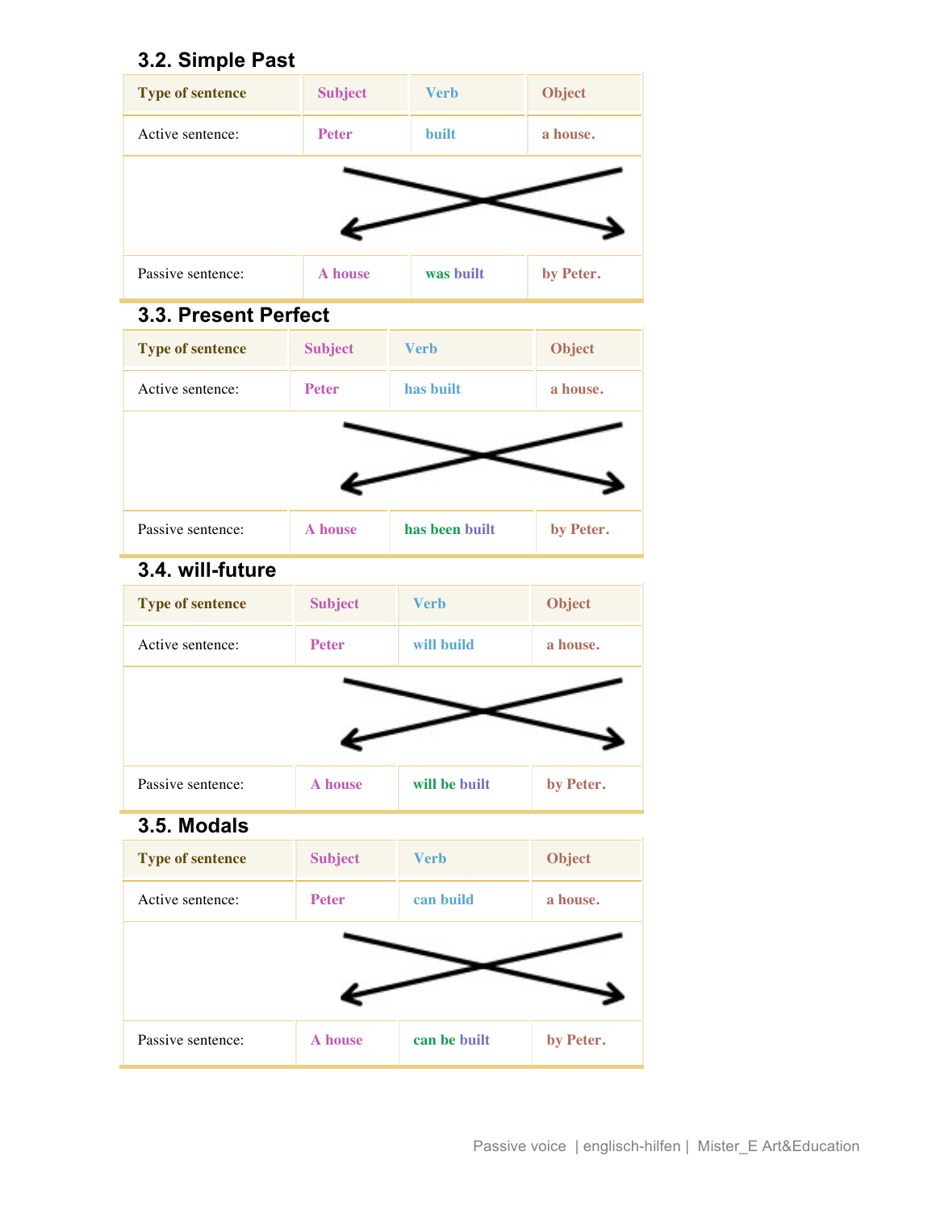### 3.2. Simple Past

| Type of sentence | Subject | Verb | Object |
|---|---|---|---|
| Active sentence: | Peter | built | a house. |
| Passive sentence: | A house | was built | by Peter. |

### 3.3. Present Perfect

| Type of sentence | Subject | Verb | Object |
|---|---|---|---|
| Active sentence: | Peter | has built | a house. |
| Passive sentence: | A house | has been built | by Peter. |

### 3.4. will-future

| Type of sentence | Subject | Verb | Object |
|---|---|---|---|
| Active sentence: | Peter | will build | a house. |
| Passive sentence: | A house | will be built | by Peter. |

### 3.5. Modals

| Type of sentence | Subject | Verb | Object |
|---|---|---|---|
| Active sentence: | Peter | can build | a house. |
| Passive sentence: | A house | can be built | by Peter. |